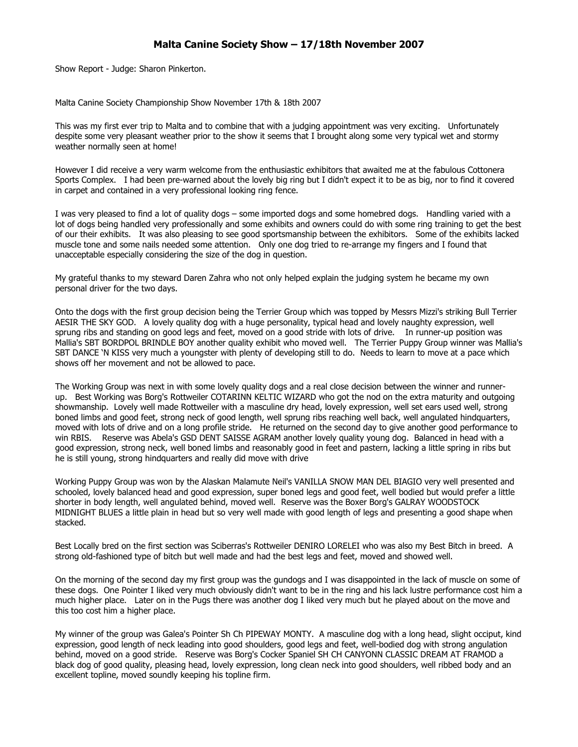# Malta Canine Society Show – 17/18th November 2007

Show Report - Judge: Sharon Pinkerton.

Malta Canine Society Championship Show November 17th & 18th 2007

This was my first ever trip to Malta and to combine that with a judging appointment was very exciting. Unfortunately despite some very pleasant weather prior to the show it seems that I brought along some very typical wet and stormy weather normally seen at home!

However I did receive a very warm welcome from the enthusiastic exhibitors that awaited me at the fabulous Cottonera Sports Complex. I had been pre-warned about the lovely big ring but I didn't expect it to be as big, nor to find it covered in carpet and contained in a very professional looking ring fence.

I was very pleased to find a lot of quality dogs – some imported dogs and some homebred dogs. Handling varied with a lot of dogs being handled very professionally and some exhibits and owners could do with some ring training to get the best of our their exhibits. It was also pleasing to see good sportsmanship between the exhibitors. Some of the exhibits lacked muscle tone and some nails needed some attention. Only one dog tried to re-arrange my fingers and I found that unacceptable especially considering the size of the dog in question.

My grateful thanks to my steward Daren Zahra who not only helped explain the judging system he became my own personal driver for the two days.

Onto the dogs with the first group decision being the Terrier Group which was topped by Messrs Mizzi's striking Bull Terrier AESIR THE SKY GOD. A lovely quality dog with a huge personality, typical head and lovely naughty expression, well sprung ribs and standing on good legs and feet, moved on a good stride with lots of drive. In runner-up position was Mallia's SBT BORDPOL BRINDLE BOY another quality exhibit who moved well. The Terrier Puppy Group winner was Mallia's SBT DANCE 'N KISS very much a youngster with plenty of developing still to do. Needs to learn to move at a pace which shows off her movement and not be allowed to pace.

The Working Group was next in with some lovely quality dogs and a real close decision between the winner and runner-up. Best Working was Borg's Rottweiler COTARINN KELTIC WIZARD who got the nod on the extra maturity and outgoing showmanship. Lovely well made Rottweiler with a masculine dry head, lovely expression, well set ears used well, strong boned limbs and good feet, strong neck of good length, well sprung ribs reaching well back, well angulated hindquarters, moved with lots of drive and on a long profile stride. He returned on the second day to give another good performance to win RBIS. Reserve was Abela's GSD DENT SAISSE AGRAM another lovely quality young dog. Balanced in head with a good expression, strong neck, well boned limbs and reasonably good in feet and pastern, lacking a little spring in ribs but he is still young, strong hindquarters and really did move with drive

Working Puppy Group was won by the Alaskan Malamute Neil's VANILLA SNOW MAN DEL BIAGIO very well presented and schooled, lovely balanced head and good expression, super boned legs and good feet, well bodied but would prefer a little shorter in body length, well angulated behind, moved well. Reserve was the Boxer Borg's GALRAY WOODSTOCK MIDNIGHT BLUES a little plain in head but so very well made with good length of legs and presenting a good shape when stacked.

Best Locally bred on the first section was Sciberras's Rottweiler DENIRO LORELEI who was also my Best Bitch in breed. A strong old-fashioned type of bitch but well made and had the best legs and feet, moved and showed well.

On the morning of the second day my first group was the gundogs and I was disappointed in the lack of muscle on some of these dogs. One Pointer I liked very much obviously didn't want to be in the ring and his lack lustre performance cost him a much higher place. Later on in the Pugs there was another dog I liked very much but he played about on the move and this too cost him a higher place.

My winner of the group was Galea's Pointer Sh Ch PIPEWAY MONTY. A masculine dog with a long head, slight occiput, kind expression, good length of neck leading into good shoulders, good legs and feet, well-bodied dog with strong angulation behind, moved on a good stride. Reserve was Borg's Cocker Spaniel SH CH CANYONN CLASSIC DREAM AT FRAMOD a black dog of good quality, pleasing head, lovely expression, long clean neck into good shoulders, well ribbed body and an excellent topline, moved soundly keeping his topline firm.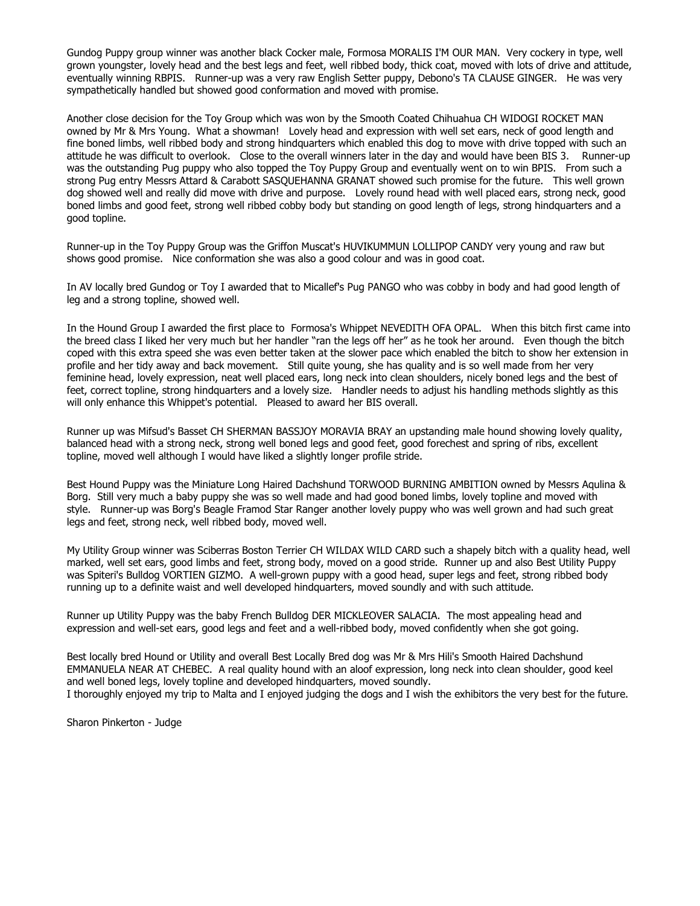Gundog Puppy group winner was another black Cocker male, Formosa MORALIS I'M OUR MAN. Very cockery in type, well grown youngster, lovely head and the best legs and feet, well ribbed body, thick coat, moved with lots of drive and attitude, eventually winning RBPIS. Runner-up was a very raw English Setter puppy, Debono's TA CLAUSE GINGER. He was very sympathetically handled but showed good conformation and moved with promise.

Another close decision for the Toy Group which was won by the Smooth Coated Chihuahua CH WIDOGI ROCKET MAN owned by Mr & Mrs Young. What a showman! Lovely head and expression with well set ears, neck of good length and fine boned limbs, well ribbed body and strong hindquarters which enabled this dog to move with drive topped with such an attitude he was difficult to overlook. Close to the overall winners later in the day and would have been BIS 3. Runner-up was the outstanding Pug puppy who also topped the Toy Puppy Group and eventually went on to win BPIS. From such a strong Pug entry Messrs Attard & Carabott SASQUEHANNA GRANAT showed such promise for the future. This well grown dog showed well and really did move with drive and purpose. Lovely round head with well placed ears, strong neck, good boned limbs and good feet, strong well ribbed cobby body but standing on good length of legs, strong hindquarters and a good topline.

Runner-up in the Toy Puppy Group was the Griffon Muscat's HUVIKUMMUN LOLLIPOP CANDY very young and raw but shows good promise. Nice conformation she was also a good colour and was in good coat.

In AV locally bred Gundog or Toy I awarded that to Micallef's Pug PANGO who was cobby in body and had good length of leg and a strong topline, showed well.

In the Hound Group I awarded the first place to Formosa's Whippet NEVEDITH OFA OPAL. When this bitch first came into the breed class I liked her very much but her handler "ran the legs off her" as he took her around. Even though the bitch coped with this extra speed she was even better taken at the slower pace which enabled the bitch to show her extension in profile and her tidy away and back movement. Still quite young, she has quality and is so well made from her very feminine head, lovely expression, neat well placed ears, long neck into clean shoulders, nicely boned legs and the best of feet, correct topline, strong hindquarters and a lovely size. Handler needs to adjust his handling methods slightly as this will only enhance this Whippet's potential. Pleased to award her BIS overall.

Runner up was Mifsud's Basset CH SHERMAN BASSJOY MORAVIA BRAY an upstanding male hound showing lovely quality, balanced head with a strong neck, strong well boned legs and good feet, good forechest and spring of ribs, excellent topline, moved well although I would have liked a slightly longer profile stride.

Best Hound Puppy was the Miniature Long Haired Dachshund TORWOOD BURNING AMBITION owned by Messrs Aqulina & Borg. Still very much a baby puppy she was so well made and had good boned limbs, lovely topline and moved with style. Runner-up was Borg's Beagle Framod Star Ranger another lovely puppy who was well grown and had such great legs and feet, strong neck, well ribbed body, moved well.

My Utility Group winner was Sciberras Boston Terrier CH WILDAX WILD CARD such a shapely bitch with a quality head, well marked, well set ears, good limbs and feet, strong body, moved on a good stride. Runner up and also Best Utility Puppy was Spiteri's Bulldog VORTIEN GIZMO. A well-grown puppy with a good head, super legs and feet, strong ribbed body running up to a definite waist and well developed hindquarters, moved soundly and with such attitude.

Runner up Utility Puppy was the baby French Bulldog DER MICKLEOVER SALACIA. The most appealing head and expression and well-set ears, good legs and feet and a well-ribbed body, moved confidently when she got going.

Best locally bred Hound or Utility and overall Best Locally Bred dog was Mr & Mrs Hili's Smooth Haired Dachshund EMMANUELA NEAR AT CHEBEC. A real quality hound with an aloof expression, long neck into clean shoulder, good keel and well boned legs, lovely topline and developed hindquarters, moved soundly.
I thoroughly enjoyed my trip to Malta and I enjoyed judging the dogs and I wish the exhibitors the very best for the future.

Sharon Pinkerton - Judge